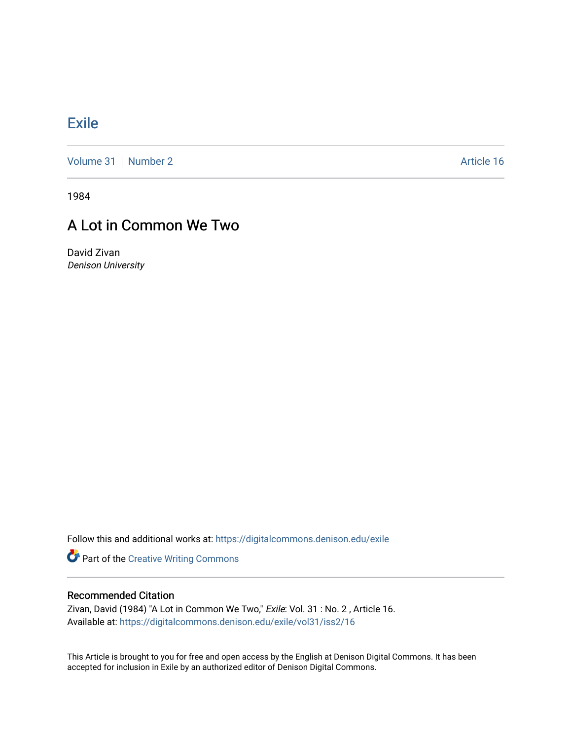# Exile

Volume 31 | Number 2 Article 16

1984

## A Lot in Common We Two

David Zivan
*Denison University*

Follow this and additional works at: https://digitalcommons.denison.edu/exile

Part of the Creative Writing Commons

### Recommended Citation

Zivan, David (1984) "A Lot in Common We Two," *Exile*: Vol. 31 : No. 2 , Article 16.
Available at: https://digitalcommons.denison.edu/exile/vol31/iss2/16

This Article is brought to you for free and open access by the English at Denison Digital Commons. It has been accepted for inclusion in Exile by an authorized editor of Denison Digital Commons.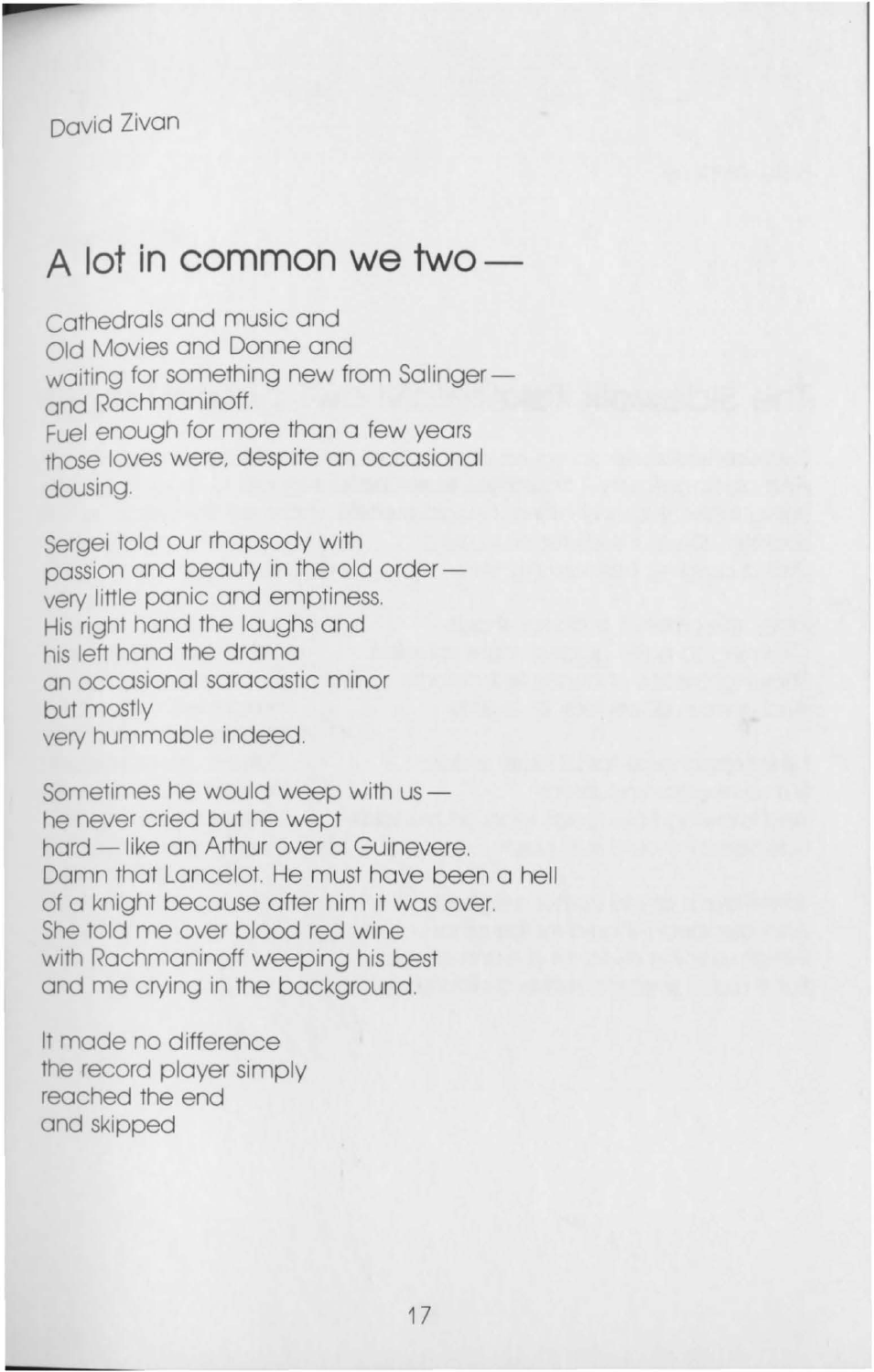David Zivan

## A lot in common we two —

Cathedrals and music and  
Old Movies and Donne and  
waiting for something new from Salinger —  
and Rachmaninoff.  
Fuel enough for more than a few years  
those loves were, despite an occasional  
dousing.

Sergei told our rhapsody with  
passion and beauty in the old order —  
very little panic and emptiness.  
His right hand the laughs and  
his left hand the drama  
an occasional saracastic minor  
but mostly  
very hummable indeed.

Sometimes he would weep with us —  
he never cried but he wept  
hard — like an Arthur over a Guinevere.  
Damn that Lancelot. He must have been a hell  
of a knight because after him it was over.  
She told me over blood red wine  
with Rachmaninoff weeping his best  
and me crying in the background.

It made no difference  
the record player simply  
reached the end  
and skipped